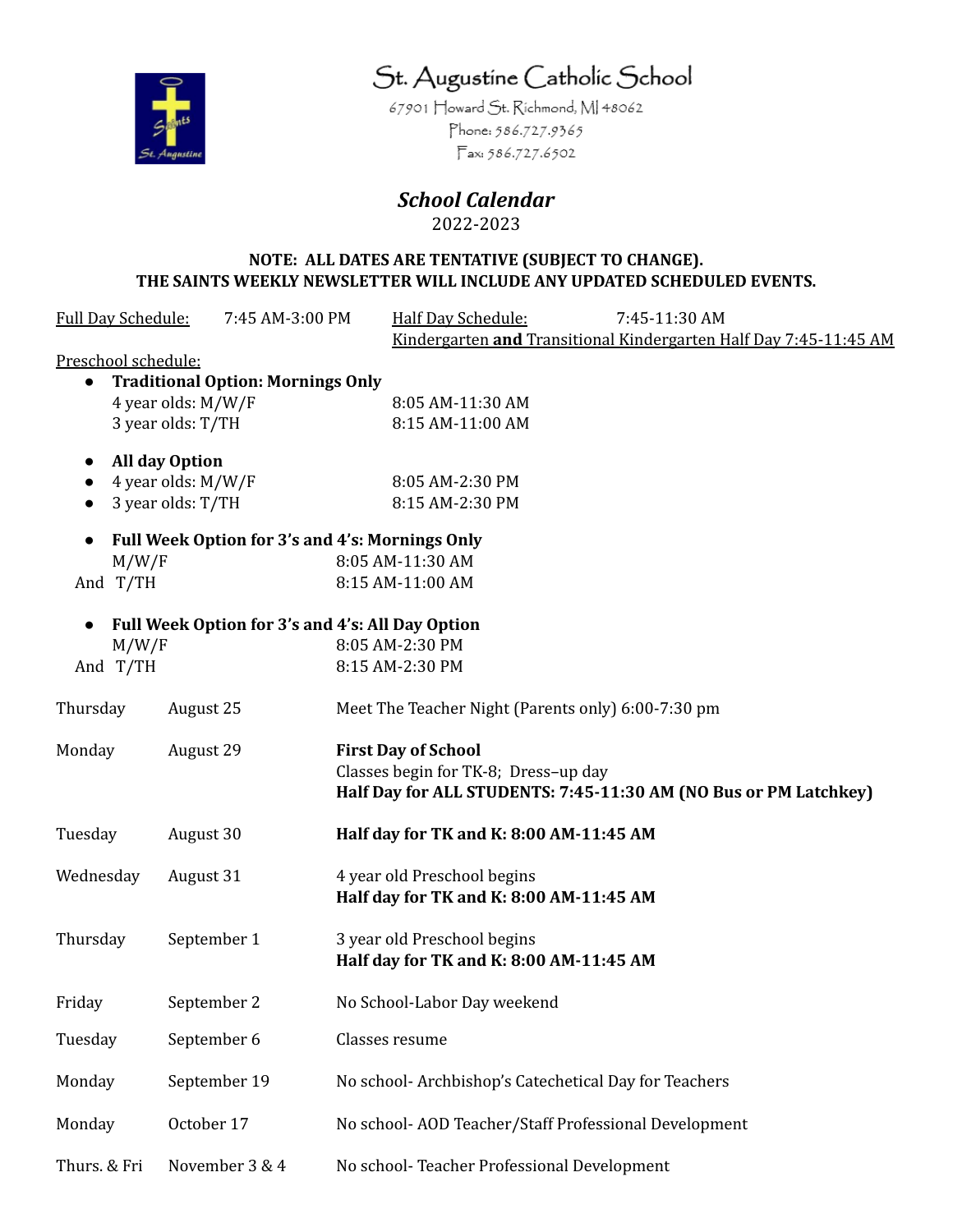# St. Augustine Catholic School

67901 Howard St. Richmond, MI 48062
Phone: 586.727.9365
Fax: 586.727.6502

## *School Calendar*

2022-2023

**NOTE: ALL DATES ARE TENTATIVE (SUBJECT TO CHANGE).**
**THE SAINTS WEEKLY NEWSLETTER WILL INCLUDE ANY UPDATED SCHEDULED EVENTS.**

Full Day Schedule: 7:45 AM-3:00 PM

Half Day Schedule: 7:45-11:30 AM
Kindergarten **and** Transitional Kindergarten Half Day 7:45-11:45 AM

Preschool schedule:

- **Traditional Option: Mornings Only**
  4 year olds: M/W/F 8:05 AM-11:30 AM
  3 year olds: T/TH 8:15 AM-11:00 AM

- **All day Option**
- 4 year olds: M/W/F 8:05 AM-2:30 PM
- 3 year olds: T/TH 8:15 AM-2:30 PM

- **Full Week Option for 3's and 4's: Mornings Only**
  M/W/F 8:05 AM-11:30 AM
  And T/TH 8:15 AM-11:00 AM

- **Full Week Option for 3's and 4's: All Day Option**
  M/W/F 8:05 AM-2:30 PM
  And T/TH 8:15 AM-2:30 PM

| | | |
|---|---|---|
| Thursday | August 25 | Meet The Teacher Night (Parents only) 6:00-7:30 pm |
| Monday | August 29 | **First Day of School**<br>Classes begin for TK-8; Dress–up day<br>**Half Day for ALL STUDENTS: 7:45-11:30 AM (NO Bus or PM Latchkey)** |
| Tuesday | August 30 | **Half day for TK and K: 8:00 AM-11:45 AM** |
| Wednesday | August 31 | 4 year old Preschool begins<br>**Half day for TK and K: 8:00 AM-11:45 AM** |
| Thursday | September 1 | 3 year old Preschool begins<br>**Half day for TK and K: 8:00 AM-11:45 AM** |
| Friday | September 2 | No School-Labor Day weekend |
| Tuesday | September 6 | Classes resume |
| Monday | September 19 | No school- Archbishop's Catechetical Day for Teachers |
| Monday | October 17 | No school- AOD Teacher/Staff Professional Development |
| Thurs. & Fri | November 3 & 4 | No school- Teacher Professional Development |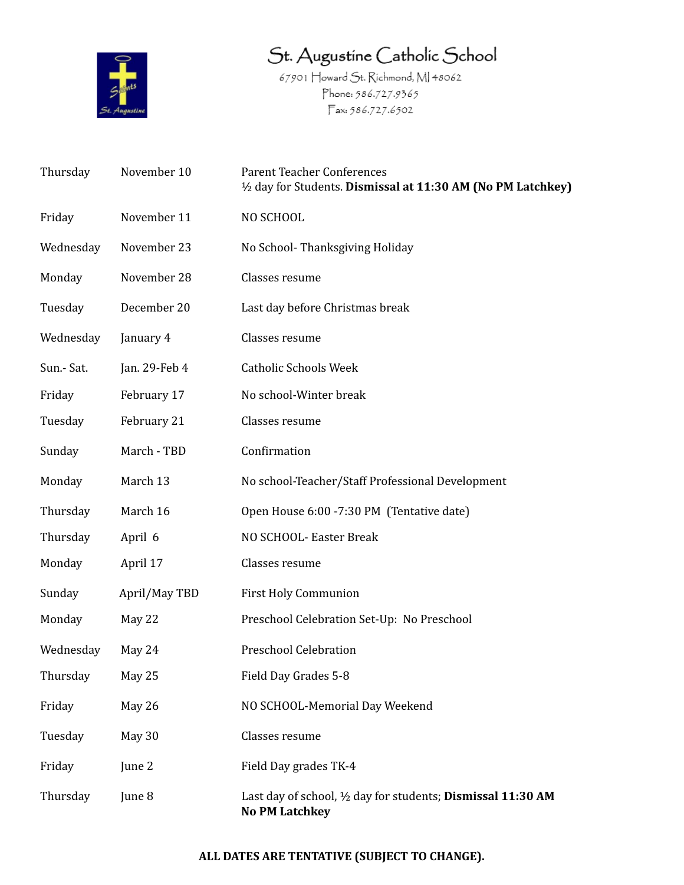# St. Augustine Catholic School

67901 Howard St. Richmond, MI 48062
Phone: 586.727.9365
Fax: 586.727.6502

| | | |
|---|---|---|
| Thursday | November 10 | Parent Teacher Conferences<br>½ day for Students. **Dismissal at 11:30 AM (No PM Latchkey)** |
| Friday | November 11 | NO SCHOOL |
| Wednesday | November 23 | No School- Thanksgiving Holiday |
| Monday | November 28 | Classes resume |
| Tuesday | December 20 | Last day before Christmas break |
| Wednesday | January 4 | Classes resume |
| Sun.- Sat. | Jan. 29-Feb 4 | Catholic Schools Week |
| Friday | February 17 | No school-Winter break |
| Tuesday | February 21 | Classes resume |
| Sunday | March - TBD | Confirmation |
| Monday | March 13 | No school-Teacher/Staff Professional Development |
| Thursday | March 16 | Open House 6:00 -7:30 PM (Tentative date) |
| Thursday | April 6 | NO SCHOOL- Easter Break |
| Monday | April 17 | Classes resume |
| Sunday | April/May TBD | First Holy Communion |
| Monday | May 22 | Preschool Celebration Set-Up: No Preschool |
| Wednesday | May 24 | Preschool Celebration |
| Thursday | May 25 | Field Day Grades 5-8 |
| Friday | May 26 | NO SCHOOL-Memorial Day Weekend |
| Tuesday | May 30 | Classes resume |
| Friday | June 2 | Field Day grades TK-4 |
| Thursday | June 8 | Last day of school, ½ day for students; **Dismissal 11:30 AM No PM Latchkey** |

**ALL DATES ARE TENTATIVE (SUBJECT TO CHANGE).**